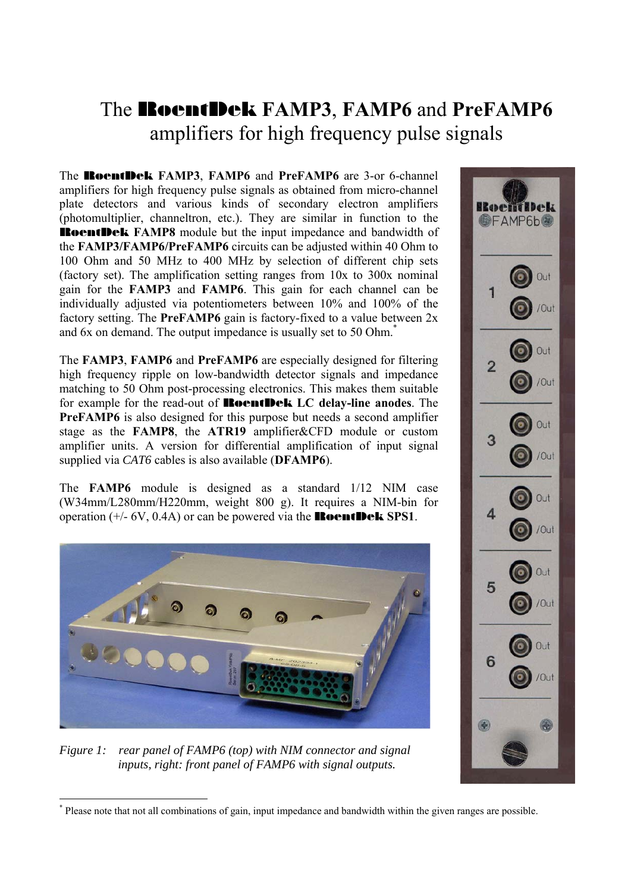# The **RoentDek FAMP3**, **FAMP6** and **PreFAMP6** amplifiers for high frequency pulse signals

The **RoentDek FAMP3**, **FAMP6** and **PreFAMP6** are 3-or 6-channel amplifiers for high frequency pulse signals as obtained from micro-channel plate detectors and various kinds of secondary electron amplifiers (photomultiplier, channeltron, etc.). They are similar in function to the **RoentDek FAMP8** module but the input impedance and bandwidth of the **FAMP3/FAMP6/PreFAMP6** circuits can be adjusted within 40 Ohm to 100 Ohm and 50 MHz to 400 MHz by selection of different chip sets (factory set). The amplification setting ranges from 10x to 300x nominal gain for the **FAMP3** and **FAMP6**. This gain for each channel can be individually adjusted via potentiometers between 10% and 100% of the factory setting. The **PreFAMP6** gain is factory-fixed to a value between 2x and 6x on demand. The output impedance is usually set to 50 Ohm.*

The **FAMP3**, **FAMP6** and **PreFAMP6** are especially designed for filtering high frequency ripple on low-bandwidth detector signals and impedance matching to 50 Ohm post-processing electronics. This makes them suitable for example for the read-out of **RoentDek LC delay-line anodes**. The **PreFAMP6** is also designed for this purpose but needs a second amplifier stage as the **FAMP8**, the **ATR19** amplifier&CFD module or custom amplifier units. A version for differential amplification of input signal supplied via *CAT6* cables is also available (**DFAMP6**).

The **FAMP6** module is designed as a standard 1/12 NIM case (W34mm/L280mm/H220mm, weight 800 g). It requires a NIM-bin for operation (+/- 6V, 0.4A) or can be powered via the **RoentDek SPS1**.

*Figure 1: rear panel of FAMP6 (top) with NIM connector and signal inputs, right: front panel of FAMP6 with signal outputs.*

* Please note that not all combinations of gain, input impedance and bandwidth within the given ranges are possible.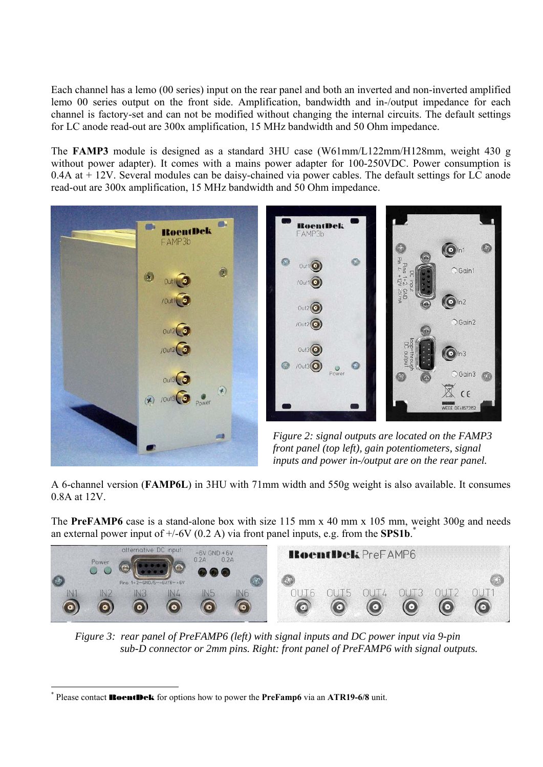Each channel has a lemo (00 series) input on the rear panel and both an inverted and non-inverted amplified lemo 00 series output on the front side. Amplification, bandwidth and in-/output impedance for each channel is factory-set and can not be modified without changing the internal circuits. The default settings for LC anode read-out are 300x amplification, 15 MHz bandwidth and 50 Ohm impedance.

The **FAMP3** module is designed as a standard 3HU case (W61mm/L122mm/H128mm, weight 430 g without power adapter). It comes with a mains power adapter for 100-250VDC. Power consumption is 0.4A at + 12V. Several modules can be daisy-chained via power cables. The default settings for LC anode read-out are 300x amplification, 15 MHz bandwidth and 50 Ohm impedance.

*Figure 2: signal outputs are located on the FAMP3 front panel (top left), gain potentiometers, signal inputs and power in-/output are on the rear panel.*

A 6-channel version (**FAMP6L**) in 3HU with 71mm width and 550g weight is also available. It consumes 0.8A at 12V.

The **PreFAMP6** case is a stand-alone box with size 115 mm x 40 mm x 105 mm, weight 300g and needs an external power input of +/-6V (0.2 A) via front panel inputs, e.g. from the **SPS1b**.*

*Figure 3: rear panel of PreFAMP6 (left) with signal inputs and DC power input via 9-pin sub-D connector or 2mm pins. Right: front panel of PreFAMP6 with signal outputs.*

* Please contact **RoentDek** for options how to power the **PreFamp6** via an **ATR19-6/8** unit.